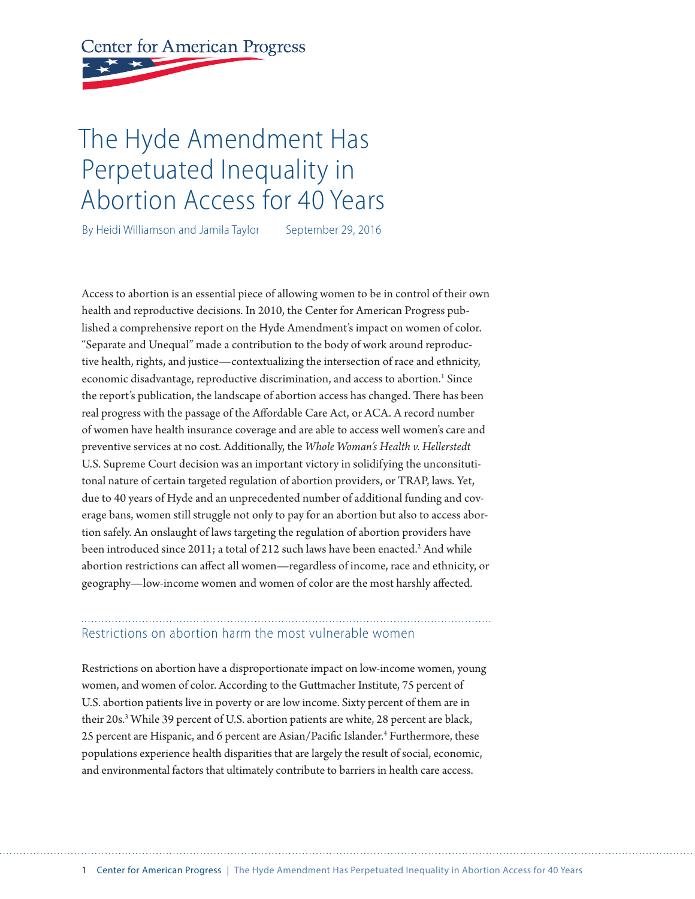Center for American Progress

# The Hyde Amendment Has Perpetuated Inequality in Abortion Access for 40 Years

By Heidi Williamson and Jamila Taylor    September 29, 2016

Access to abortion is an essential piece of allowing women to be in control of their own health and reproductive decisions. In 2010, the Center for American Progress published a comprehensive report on the Hyde Amendment's impact on women of color. "Separate and Unequal" made a contribution to the body of work around reproductive health, rights, and justice—contextualizing the intersection of race and ethnicity, economic disadvantage, reproductive discrimination, and access to abortion.[1] Since the report's publication, the landscape of abortion access has changed. There has been real progress with the passage of the Affordable Care Act, or ACA. A record number of women have health insurance coverage and are able to access well women's care and preventive services at no cost. Additionally, the *Whole Woman's Health v. Hellerstedt* U.S. Supreme Court decision was an important victory in solidifying the unconsitutitional nature of certain targeted regulation of abortion providers, or TRAP, laws. Yet, due to 40 years of Hyde and an unprecedented number of additional funding and coverage bans, women still struggle not only to pay for an abortion but also to access abortion safely. An onslaught of laws targeting the regulation of abortion providers have been introduced since 2011; a total of 212 such laws have been enacted.[2] And while abortion restrictions can affect all women—regardless of income, race and ethnicity, or geography—low-income women and women of color are the most harshly affected.

## Restrictions on abortion harm the most vulnerable women

Restrictions on abortion have a disproportionate impact on low-income women, young women, and women of color. According to the Guttmacher Institute, 75 percent of U.S. abortion patients live in poverty or are low income. Sixty percent of them are in their 20s.[3] While 39 percent of U.S. abortion patients are white, 28 percent are black, 25 percent are Hispanic, and 6 percent are Asian/Pacific Islander.[4] Furthermore, these populations experience health disparities that are largely the result of social, economic, and environmental factors that ultimately contribute to barriers in health care access.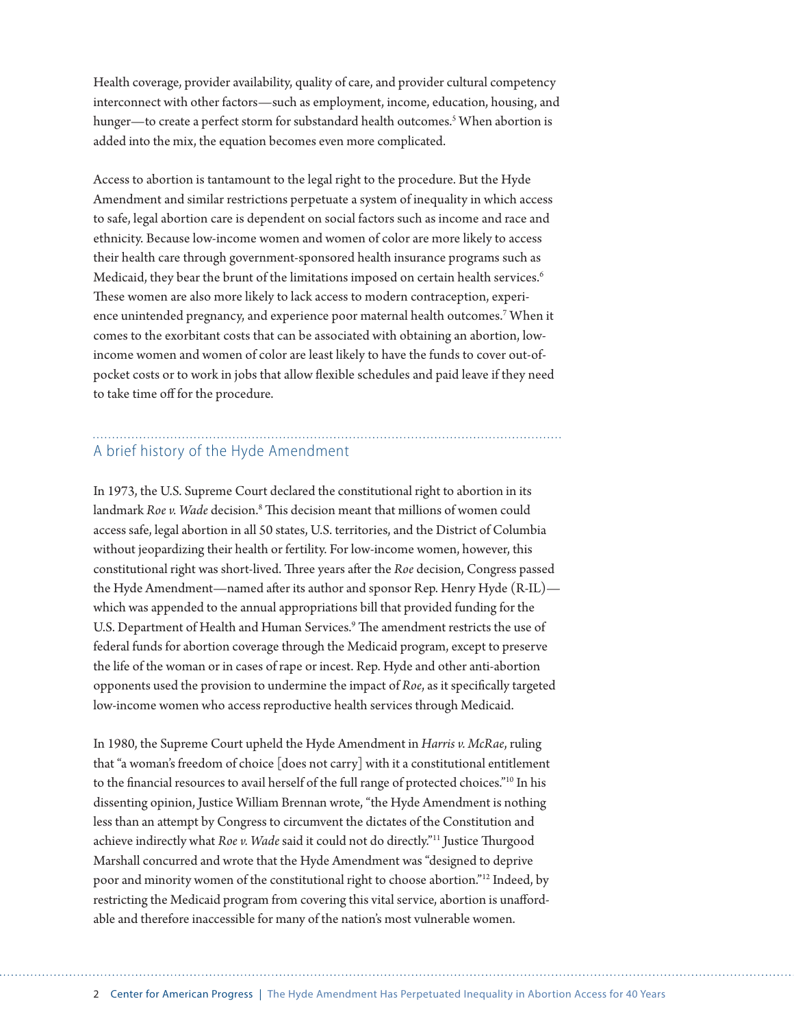Health coverage, provider availability, quality of care, and provider cultural competency interconnect with other factors—such as employment, income, education, housing, and hunger—to create a perfect storm for substandard health outcomes.[5] When abortion is added into the mix, the equation becomes even more complicated.

Access to abortion is tantamount to the legal right to the procedure. But the Hyde Amendment and similar restrictions perpetuate a system of inequality in which access to safe, legal abortion care is dependent on social factors such as income and race and ethnicity. Because low-income women and women of color are more likely to access their health care through government-sponsored health insurance programs such as Medicaid, they bear the brunt of the limitations imposed on certain health services.[6] These women are also more likely to lack access to modern contraception, experience unintended pregnancy, and experience poor maternal health outcomes.[7] When it comes to the exorbitant costs that can be associated with obtaining an abortion, low-income women and women of color are least likely to have the funds to cover out-of-pocket costs or to work in jobs that allow flexible schedules and paid leave if they need to take time off for the procedure.

## A brief history of the Hyde Amendment

In 1973, the U.S. Supreme Court declared the constitutional right to abortion in its landmark *Roe v. Wade* decision.[8] This decision meant that millions of women could access safe, legal abortion in all 50 states, U.S. territories, and the District of Columbia without jeopardizing their health or fertility. For low-income women, however, this constitutional right was short-lived. Three years after the *Roe* decision, Congress passed the Hyde Amendment—named after its author and sponsor Rep. Henry Hyde (R-IL)—which was appended to the annual appropriations bill that provided funding for the U.S. Department of Health and Human Services.[9] The amendment restricts the use of federal funds for abortion coverage through the Medicaid program, except to preserve the life of the woman or in cases of rape or incest. Rep. Hyde and other anti-abortion opponents used the provision to undermine the impact of *Roe*, as it specifically targeted low-income women who access reproductive health services through Medicaid.

In 1980, the Supreme Court upheld the Hyde Amendment in *Harris v. McRae*, ruling that "a woman's freedom of choice [does not carry] with it a constitutional entitlement to the financial resources to avail herself of the full range of protected choices."[10] In his dissenting opinion, Justice William Brennan wrote, "the Hyde Amendment is nothing less than an attempt by Congress to circumvent the dictates of the Constitution and achieve indirectly what *Roe v. Wade* said it could not do directly."[11] Justice Thurgood Marshall concurred and wrote that the Hyde Amendment was "designed to deprive poor and minority women of the constitutional right to choose abortion."[12] Indeed, by restricting the Medicaid program from covering this vital service, abortion is unaffordable and therefore inaccessible for many of the nation's most vulnerable women.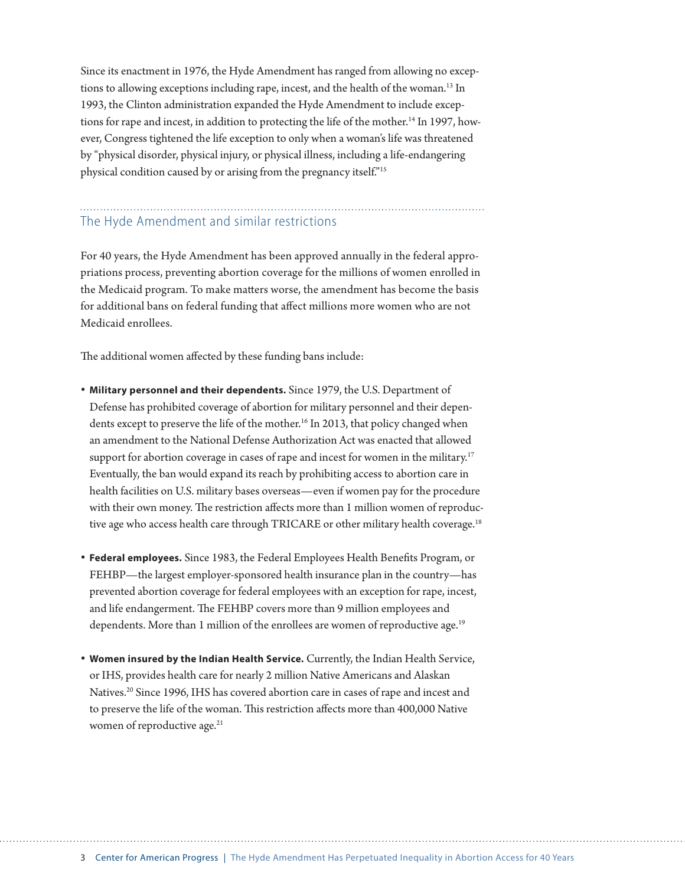Since its enactment in 1976, the Hyde Amendment has ranged from allowing no exceptions to allowing exceptions including rape, incest, and the health of the woman.[13] In 1993, the Clinton administration expanded the Hyde Amendment to include exceptions for rape and incest, in addition to protecting the life of the mother.[14] In 1997, however, Congress tightened the life exception to only when a woman's life was threatened by "physical disorder, physical injury, or physical illness, including a life-endangering physical condition caused by or arising from the pregnancy itself."[15]

## The Hyde Amendment and similar restrictions

For 40 years, the Hyde Amendment has been approved annually in the federal appropriations process, preventing abortion coverage for the millions of women enrolled in the Medicaid program. To make matters worse, the amendment has become the basis for additional bans on federal funding that affect millions more women who are not Medicaid enrollees.

The additional women affected by these funding bans include:

- **Military personnel and their dependents.** Since 1979, the U.S. Department of Defense has prohibited coverage of abortion for military personnel and their dependents except to preserve the life of the mother.[16] In 2013, that policy changed when an amendment to the National Defense Authorization Act was enacted that allowed support for abortion coverage in cases of rape and incest for women in the military.[17] Eventually, the ban would expand its reach by prohibiting access to abortion care in health facilities on U.S. military bases overseas—even if women pay for the procedure with their own money. The restriction affects more than 1 million women of reproductive age who access health care through TRICARE or other military health coverage.[18]
- **Federal employees.** Since 1983, the Federal Employees Health Benefits Program, or FEHBP—the largest employer-sponsored health insurance plan in the country—has prevented abortion coverage for federal employees with an exception for rape, incest, and life endangerment. The FEHBP covers more than 9 million employees and dependents. More than 1 million of the enrollees are women of reproductive age.[19]
- **Women insured by the Indian Health Service.** Currently, the Indian Health Service, or IHS, provides health care for nearly 2 million Native Americans and Alaskan Natives.[20] Since 1996, IHS has covered abortion care in cases of rape and incest and to preserve the life of the woman. This restriction affects more than 400,000 Native women of reproductive age.[21]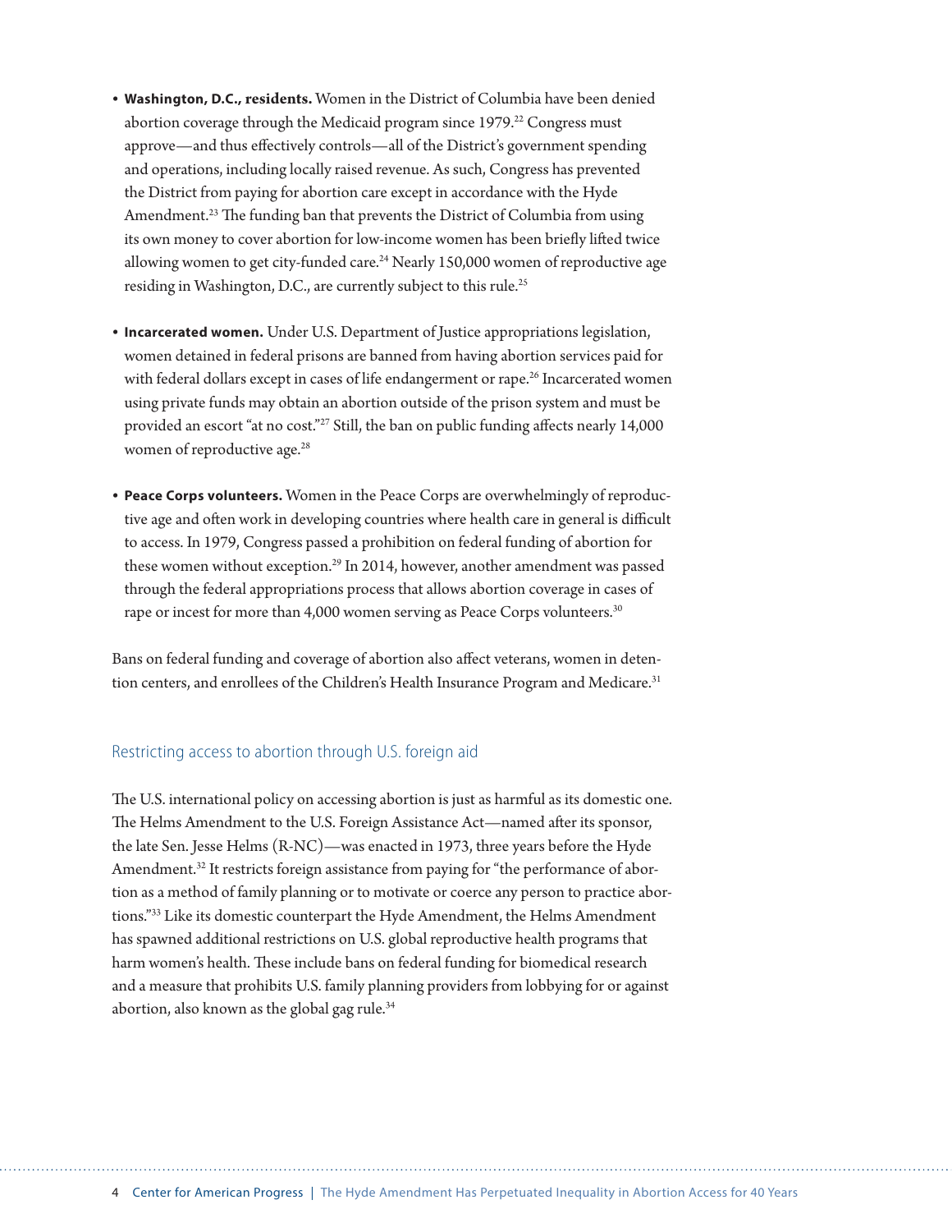- **Washington, D.C., residents.** Women in the District of Columbia have been denied abortion coverage through the Medicaid program since 1979.[22] Congress must approve—and thus effectively controls—all of the District's government spending and operations, including locally raised revenue. As such, Congress has prevented the District from paying for abortion care except in accordance with the Hyde Amendment.[23] The funding ban that prevents the District of Columbia from using its own money to cover abortion for low-income women has been briefly lifted twice allowing women to get city-funded care.[24] Nearly 150,000 women of reproductive age residing in Washington, D.C., are currently subject to this rule.[25]

- **Incarcerated women.** Under U.S. Department of Justice appropriations legislation, women detained in federal prisons are banned from having abortion services paid for with federal dollars except in cases of life endangerment or rape.[26] Incarcerated women using private funds may obtain an abortion outside of the prison system and must be provided an escort "at no cost."[27] Still, the ban on public funding affects nearly 14,000 women of reproductive age.[28]

- **Peace Corps volunteers.** Women in the Peace Corps are overwhelmingly of reproductive age and often work in developing countries where health care in general is difficult to access. In 1979, Congress passed a prohibition on federal funding of abortion for these women without exception.[29] In 2014, however, another amendment was passed through the federal appropriations process that allows abortion coverage in cases of rape or incest for more than 4,000 women serving as Peace Corps volunteers.[30]

Bans on federal funding and coverage of abortion also affect veterans, women in detention centers, and enrollees of the Children's Health Insurance Program and Medicare.[31]

## Restricting access to abortion through U.S. foreign aid

The U.S. international policy on accessing abortion is just as harmful as its domestic one. The Helms Amendment to the U.S. Foreign Assistance Act—named after its sponsor, the late Sen. Jesse Helms (R-NC)—was enacted in 1973, three years before the Hyde Amendment.[32] It restricts foreign assistance from paying for "the performance of abortion as a method of family planning or to motivate or coerce any person to practice abortions."[33] Like its domestic counterpart the Hyde Amendment, the Helms Amendment has spawned additional restrictions on U.S. global reproductive health programs that harm women's health. These include bans on federal funding for biomedical research and a measure that prohibits U.S. family planning providers from lobbying for or against abortion, also known as the global gag rule.[34]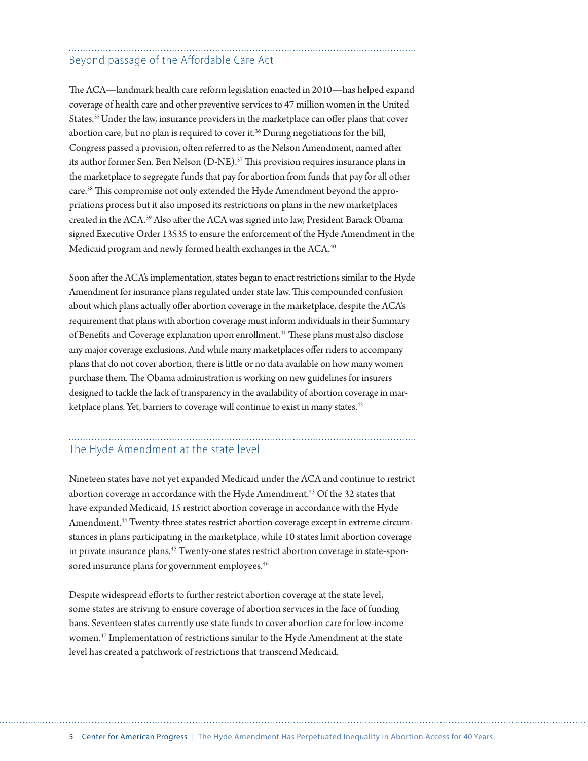## Beyond passage of the Affordable Care Act

The ACA—landmark health care reform legislation enacted in 2010—has helped expand coverage of health care and other preventive services to 47 million women in the United States.[35] Under the law, insurance providers in the marketplace can offer plans that cover abortion care, but no plan is required to cover it.[36] During negotiations for the bill, Congress passed a provision, often referred to as the Nelson Amendment, named after its author former Sen. Ben Nelson (D-NE).[37] This provision requires insurance plans in the marketplace to segregate funds that pay for abortion from funds that pay for all other care.[38] This compromise not only extended the Hyde Amendment beyond the appropriations process but it also imposed its restrictions on plans in the new marketplaces created in the ACA.[39] Also after the ACA was signed into law, President Barack Obama signed Executive Order 13535 to ensure the enforcement of the Hyde Amendment in the Medicaid program and newly formed health exchanges in the ACA.[40]

Soon after the ACA's implementation, states began to enact restrictions similar to the Hyde Amendment for insurance plans regulated under state law. This compounded confusion about which plans actually offer abortion coverage in the marketplace, despite the ACA's requirement that plans with abortion coverage must inform individuals in their Summary of Benefits and Coverage explanation upon enrollment.[41] These plans must also disclose any major coverage exclusions. And while many marketplaces offer riders to accompany plans that do not cover abortion, there is little or no data available on how many women purchase them. The Obama administration is working on new guidelines for insurers designed to tackle the lack of transparency in the availability of abortion coverage in marketplace plans. Yet, barriers to coverage will continue to exist in many states.[42]

## The Hyde Amendment at the state level

Nineteen states have not yet expanded Medicaid under the ACA and continue to restrict abortion coverage in accordance with the Hyde Amendment.[43] Of the 32 states that have expanded Medicaid, 15 restrict abortion coverage in accordance with the Hyde Amendment.[44] Twenty-three states restrict abortion coverage except in extreme circumstances in plans participating in the marketplace, while 10 states limit abortion coverage in private insurance plans.[45] Twenty-one states restrict abortion coverage in state-sponsored insurance plans for government employees.[46]

Despite widespread efforts to further restrict abortion coverage at the state level, some states are striving to ensure coverage of abortion services in the face of funding bans. Seventeen states currently use state funds to cover abortion care for low-income women.[47] Implementation of restrictions similar to the Hyde Amendment at the state level has created a patchwork of restrictions that transcend Medicaid.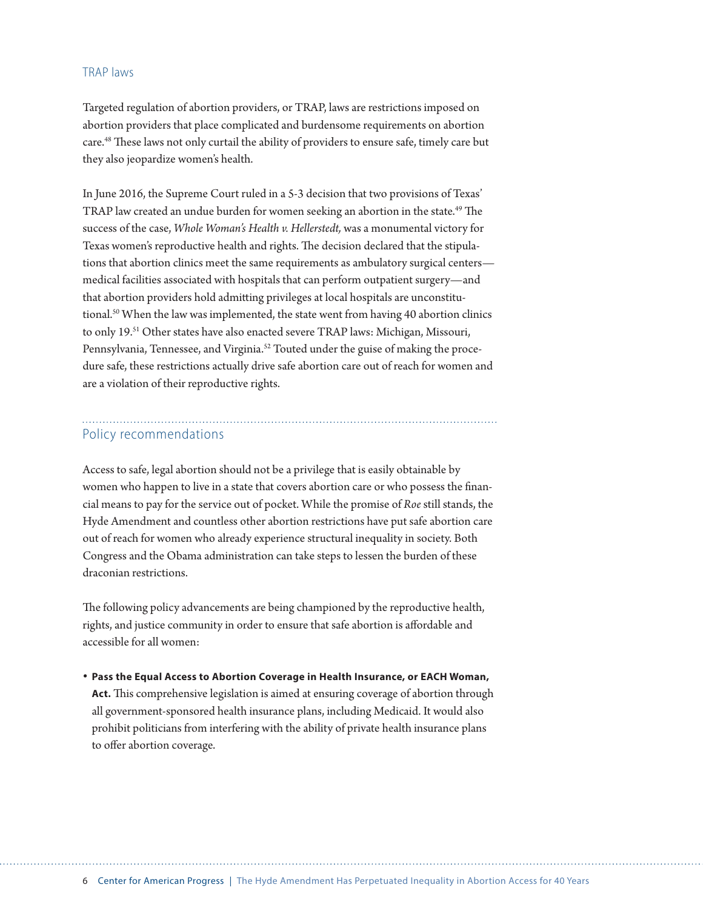### TRAP laws

Targeted regulation of abortion providers, or TRAP, laws are restrictions imposed on abortion providers that place complicated and burdensome requirements on abortion care.[48] These laws not only curtail the ability of providers to ensure safe, timely care but they also jeopardize women's health.

In June 2016, the Supreme Court ruled in a 5-3 decision that two provisions of Texas' TRAP law created an undue burden for women seeking an abortion in the state.[49] The success of the case, *Whole Woman's Health v. Hellerstedt,* was a monumental victory for Texas women's reproductive health and rights. The decision declared that the stipulations that abortion clinics meet the same requirements as ambulatory surgical centers—medical facilities associated with hospitals that can perform outpatient surgery—and that abortion providers hold admitting privileges at local hospitals are unconstitutional.[50] When the law was implemented, the state went from having 40 abortion clinics to only 19.[51] Other states have also enacted severe TRAP laws: Michigan, Missouri, Pennsylvania, Tennessee, and Virginia.[52] Touted under the guise of making the procedure safe, these restrictions actually drive safe abortion care out of reach for women and are a violation of their reproductive rights.

## Policy recommendations

Access to safe, legal abortion should not be a privilege that is easily obtainable by women who happen to live in a state that covers abortion care or who possess the financial means to pay for the service out of pocket. While the promise of *Roe* still stands, the Hyde Amendment and countless other abortion restrictions have put safe abortion care out of reach for women who already experience structural inequality in society. Both Congress and the Obama administration can take steps to lessen the burden of these draconian restrictions.

The following policy advancements are being championed by the reproductive health, rights, and justice community in order to ensure that safe abortion is affordable and accessible for all women:

- **Pass the Equal Access to Abortion Coverage in Health Insurance, or EACH Woman, Act.** This comprehensive legislation is aimed at ensuring coverage of abortion through all government-sponsored health insurance plans, including Medicaid. It would also prohibit politicians from interfering with the ability of private health insurance plans to offer abortion coverage.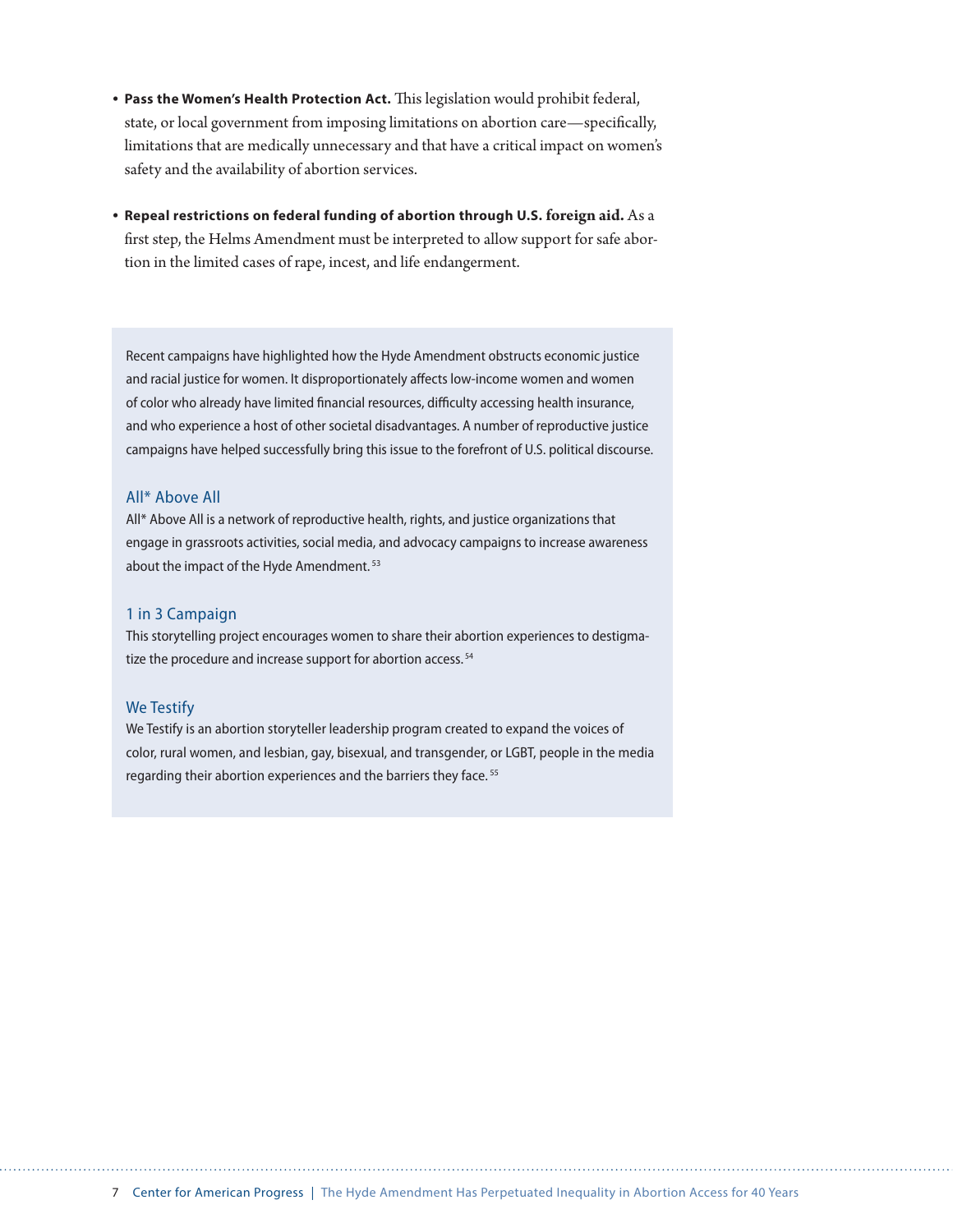- **Pass the Women's Health Protection Act.** This legislation would prohibit federal, state, or local government from imposing limitations on abortion care—specifically, limitations that are medically unnecessary and that have a critical impact on women's safety and the availability of abortion services.

- **Repeal restrictions on federal funding of abortion through U.S. foreign aid.** As a first step, the Helms Amendment must be interpreted to allow support for safe abortion in the limited cases of rape, incest, and life endangerment.

Recent campaigns have highlighted how the Hyde Amendment obstructs economic justice and racial justice for women. It disproportionately affects low-income women and women of color who already have limited financial resources, difficulty accessing health insurance, and who experience a host of other societal disadvantages. A number of reproductive justice campaigns have helped successfully bring this issue to the forefront of U.S. political discourse.

### All* Above All

All* Above All is a network of reproductive health, rights, and justice organizations that engage in grassroots activities, social media, and advocacy campaigns to increase awareness about the impact of the Hyde Amendment.[53]

### 1 in 3 Campaign

This storytelling project encourages women to share their abortion experiences to destigmatize the procedure and increase support for abortion access.[54]

### We Testify

We Testify is an abortion storyteller leadership program created to expand the voices of color, rural women, and lesbian, gay, bisexual, and transgender, or LGBT, people in the media regarding their abortion experiences and the barriers they face.[55]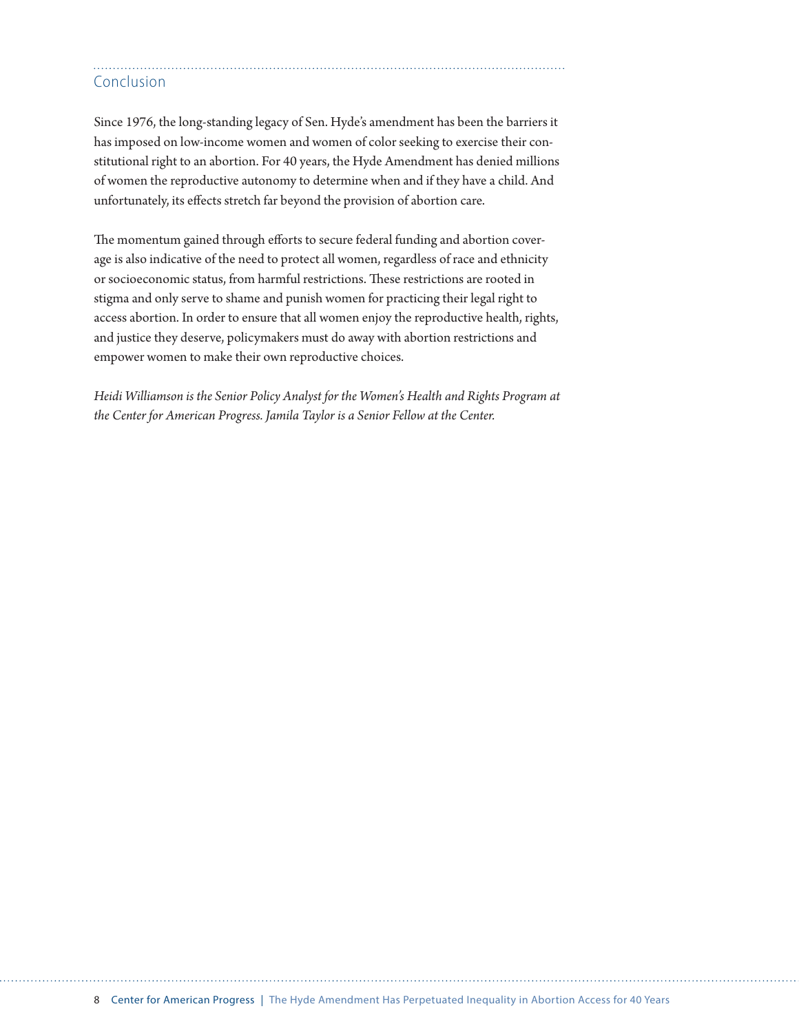## Conclusion

Since 1976, the long-standing legacy of Sen. Hyde's amendment has been the barriers it has imposed on low-income women and women of color seeking to exercise their constitutional right to an abortion. For 40 years, the Hyde Amendment has denied millions of women the reproductive autonomy to determine when and if they have a child. And unfortunately, its effects stretch far beyond the provision of abortion care.

The momentum gained through efforts to secure federal funding and abortion coverage is also indicative of the need to protect all women, regardless of race and ethnicity or socioeconomic status, from harmful restrictions. These restrictions are rooted in stigma and only serve to shame and punish women for practicing their legal right to access abortion. In order to ensure that all women enjoy the reproductive health, rights, and justice they deserve, policymakers must do away with abortion restrictions and empower women to make their own reproductive choices.

*Heidi Williamson is the Senior Policy Analyst for the Women's Health and Rights Program at the Center for American Progress. Jamila Taylor is a Senior Fellow at the Center.*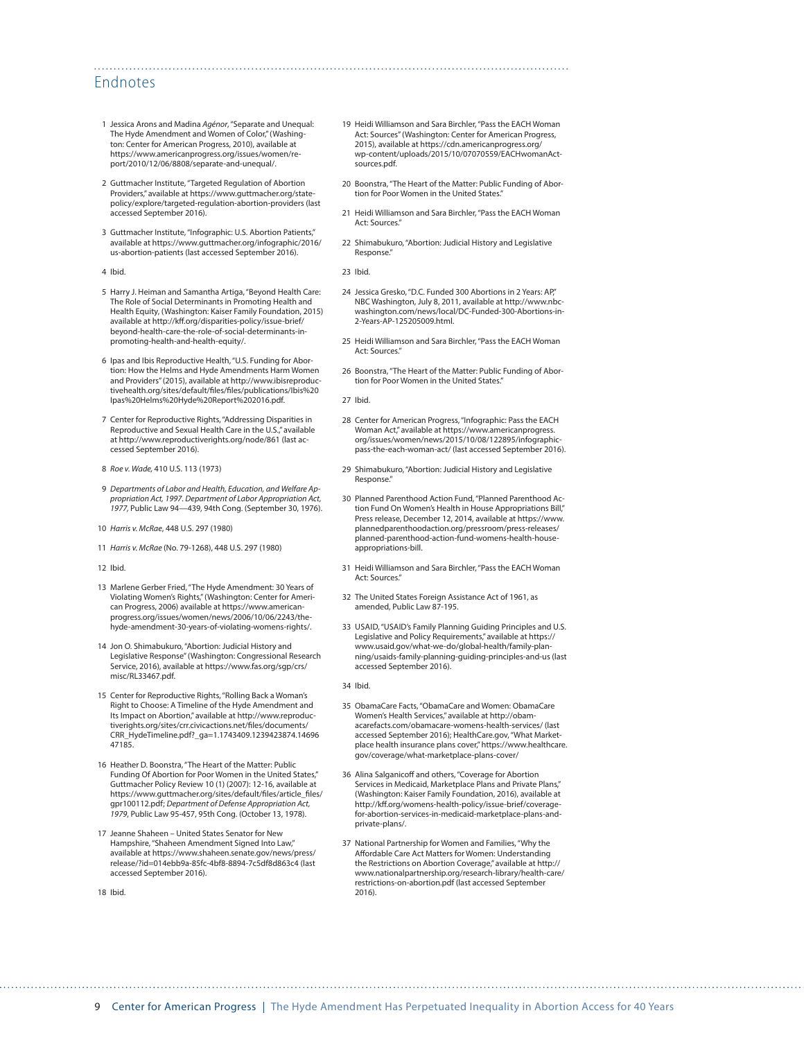## Endnotes

1. Jessica Arons and Madina *Agénor*, "Separate and Unequal: The Hyde Amendment and Women of Color," (Washington: Center for American Progress, 2010), available at https://www.americanprogress.org/issues/women/report/2010/12/06/8808/separate-and-unequal/.

2. Guttmacher Institute, "Targeted Regulation of Abortion Providers," available at https://www.guttmacher.org/state-policy/explore/targeted-regulation-abortion-providers (last accessed September 2016).

3. Guttmacher Institute, "Infographic: U.S. Abortion Patients," available at https://www.guttmacher.org/infographic/2016/us-abortion-patients (last accessed September 2016).

4. Ibid.

5. Harry J. Heiman and Samantha Artiga, "Beyond Health Care: The Role of Social Determinants in Promoting Health and Health Equity, (Washington: Kaiser Family Foundation, 2015) available at http://kff.org/disparities-policy/issue-brief/beyond-health-care-the-role-of-social-determinants-in-promoting-health-and-health-equity/.

6. Ipas and Ibis Reproductive Health, "U.S. Funding for Abortion: How the Helms and Hyde Amendments Harm Women and Providers" (2015), available at http://www.ibisreproductivehealth.org/sites/default/files/files/publications/Ibis%20Ipas%20Helms%20Hyde%20Report%202016.pdf.

7. Center for Reproductive Rights, "Addressing Disparities in Reproductive and Sexual Health Care in the U.S.," available at http://www.reproductiverights.org/node/861 (last accessed September 2016).

8. *Roe v. Wade,* 410 U.S. 113 (1973)

9. *Departments of Labor and Health, Education, and Welfare Appropriation Act, 1997. Department of Labor Appropriation Act, 1977,* Public Law 94—439, 94th Cong. (September 30, 1976).

10. *Harris v. McRae*, 448 U.S. 297 (1980)

11. *Harris v. McRae* (No. 79-1268), 448 U.S. 297 (1980)

12. Ibid.

13. Marlene Gerber Fried, "The Hyde Amendment: 30 Years of Violating Women's Rights," (Washington: Center for American Progress, 2006) available at https://www.americanprogress.org/issues/women/news/2006/10/06/2243/the-hyde-amendment-30-years-of-violating-womens-rights/.

14. Jon O. Shimabukuro, "Abortion: Judicial History and Legislative Response" (Washington: Congressional Research Service, 2016), available at https://www.fas.org/sgp/crs/misc/RL33467.pdf.

15. Center for Reproductive Rights, "Rolling Back a Woman's Right to Choose: A Timeline of the Hyde Amendment and Its Impact on Abortion," available at http://www.reproductiverights.org/sites/crr.civicactions.net/files/documents/CRR_HydeTimeline.pdf?_ga=1.1743409.1239423874.1469647185.

16. Heather D. Boonstra, "The Heart of the Matter: Public Funding Of Abortion for Poor Women in the United States," Guttmacher Policy Review 10 (1) (2007): 12-16, available at https://www.guttmacher.org/sites/default/files/article_files/gpr100112.pdf; *Department of Defense Appropriation Act, 1979*, Public Law 95-457, 95th Cong. (October 13, 1978).

17. Jeanne Shaheen – United States Senator for New Hampshire, "Shaheen Amendment Signed Into Law," available at https://www.shaheen.senate.gov/news/press/release/?id=014ebb9a-85fc-4bf8-8894-7c5df8d863c4 (last accessed September 2016).

18. Ibid.

19. Heidi Williamson and Sara Birchler, "Pass the EACH Woman Act: Sources" (Washington: Center for American Progress, 2015), available at https://cdn.americanprogress.org/wp-content/uploads/2015/10/07070559/EACHwomanAct-sources.pdf.

20. Boonstra, "The Heart of the Matter: Public Funding of Abortion for Poor Women in the United States."

21. Heidi Williamson and Sara Birchler, "Pass the EACH Woman Act: Sources."

22. Shimabukuro, "Abortion: Judicial History and Legislative Response."

23. Ibid.

24. Jessica Gresko, "D.C. Funded 300 Abortions in 2 Years: AP," NBC Washington, July 8, 2011, available at http://www.nbcwashington.com/news/local/DC-Funded-300-Abortions-in-2-Years-AP-125205009.html.

25. Heidi Williamson and Sara Birchler, "Pass the EACH Woman Act: Sources."

26. Boonstra, "The Heart of the Matter: Public Funding of Abortion for Poor Women in the United States."

27. Ibid.

28. Center for American Progress, "Infographic: Pass the EACH Woman Act," available at https://www.americanprogress.org/issues/women/news/2015/10/08/122895/infographic-pass-the-each-woman-act/ (last accessed September 2016).

29. Shimabukuro, "Abortion: Judicial History and Legislative Response."

30. Planned Parenthood Action Fund, "Planned Parenthood Action Fund On Women's Health in House Appropriations Bill," Press release, December 12, 2014, available at https://www.plannedparenthoodaction.org/pressroom/press-releases/planned-parenthood-action-fund-womens-health-house-appropriations-bill.

31. Heidi Williamson and Sara Birchler, "Pass the EACH Woman Act: Sources."

32. The United States Foreign Assistance Act of 1961, as amended, Public Law 87-195.

33. USAID, "USAID's Family Planning Guiding Principles and U.S. Legislative and Policy Requirements," available at https://www.usaid.gov/what-we-do/global-health/family-planning/usaids-family-planning-guiding-principles-and-us (last accessed September 2016).

34. Ibid.

35. ObamaCare Facts, "ObamaCare and Women: ObamaCare Women's Health Services," available at http://obamacarefacts.com/obamacare-womens-health-services/ (last accessed September 2016); HealthCare.gov, "What Marketplace health insurance plans cover," https://www.healthcare.gov/coverage/what-marketplace-plans-cover/

36. Alina Salganicoff and others, "Coverage for Abortion Services in Medicaid, Marketplace Plans and Private Plans," (Washington: Kaiser Family Foundation, 2016), available at http://kff.org/womens-health-policy/issue-brief/coverage-for-abortion-services-in-medicaid-marketplace-plans-and-private-plans/.

37. National Partnership for Women and Families, "Why the Affordable Care Act Matters for Women: Understanding the Restrictions on Abortion Coverage," available at http://www.nationalpartnership.org/research-library/health-care/restrictions-on-abortion.pdf (last accessed September 2016).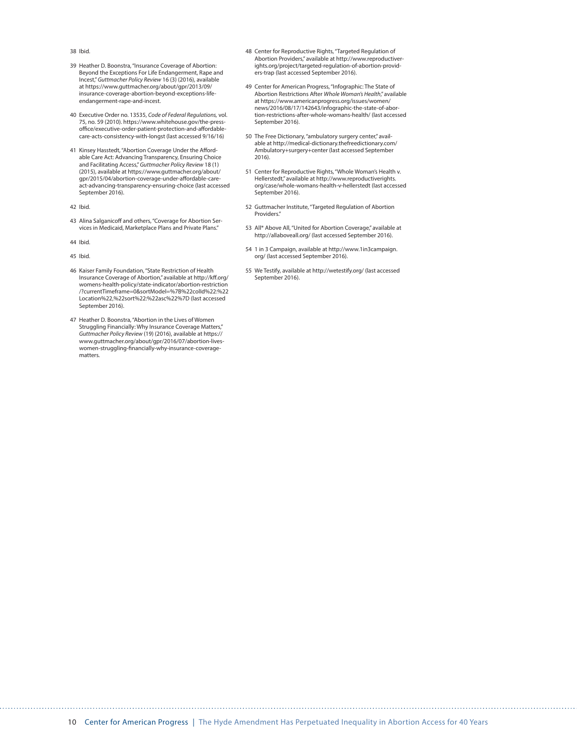38 Ibid.

39 Heather D. Boonstra, "Insurance Coverage of Abortion: Beyond the Exceptions For Life Endangerment, Rape and Incest," *Guttmacher Policy Review* 16 (3) (2016), available at https://www.guttmacher.org/about/gpr/2013/09/insurance-coverage-abortion-beyond-exceptions-life-endangerment-rape-and-incest.

40 Executive Order no. 13535, *Code of Federal Regulations,* vol. 75, no. 59 (2010). https://www.whitehouse.gov/the-press-office/executive-order-patient-protection-and-affordable-care-acts-consistency-with-longst (last accessed 9/16/16)

41 Kinsey Hasstedt, "Abortion Coverage Under the Affordable Care Act: Advancing Transparency, Ensuring Choice and Facilitating Access," *Guttmacher Policy Review* 18 (1) (2015), available at https://www.guttmacher.org/about/gpr/2015/04/abortion-coverage-under-affordable-care-act-advancing-transparency-ensuring-choice (last accessed September 2016).

42 Ibid.

43 Alina Salganicoff and others, "Coverage for Abortion Services in Medicaid, Marketplace Plans and Private Plans."

44 Ibid.

45 Ibid.

46 Kaiser Family Foundation, "State Restriction of Health Insurance Coverage of Abortion," available at http://kff.org/womens-health-policy/state-indicator/abortion-restriction/?currentTimeframe=0&sortModel=%7B%22colId%22:%22Location%22,%22sort%22:%22asc%22%7D (last accessed September 2016).

47 Heather D. Boonstra, "Abortion in the Lives of Women Struggling Financially: Why Insurance Coverage Matters," *Guttmacher Policy Review* (19) (2016), available at https://www.guttmacher.org/about/gpr/2016/07/abortion-lives-women-struggling-financially-why-insurance-coverage-matters.

48 Center for Reproductive Rights, "Targeted Regulation of Abortion Providers," available at http://www.reproductiverights.org/project/targeted-regulation-of-abortion-providers-trap (last accessed September 2016).

49 Center for American Progress, "Infographic: The State of Abortion Restrictions After *Whole Woman's Health*," available at https://www.americanprogress.org/issues/women/news/2016/08/17/142643/infographic-the-state-of-abortion-restrictions-after-whole-womans-health/ (last accessed September 2016).

50 The Free Dictionary, "ambulatory surgery center," available at http://medical-dictionary.thefreedictionary.com/Ambulatory+surgery+center (last accessed September 2016).

51 Center for Reproductive Rights, "Whole Woman's Health v. Hellerstedt," available at http://www.reproductiverights.org/case/whole-womans-health-v-hellerstedt (last accessed September 2016).

52 Guttmacher Institute, "Targeted Regulation of Abortion Providers."

53 All* Above All, "United for Abortion Coverage," available at http://allaboveall.org/ (last accessed September 2016).

54 1 in 3 Campaign, available at http://www.1in3campaign.org/ (last accessed September 2016).

55 We Testify, available at http://wetestify.org/ (last accessed September 2016).